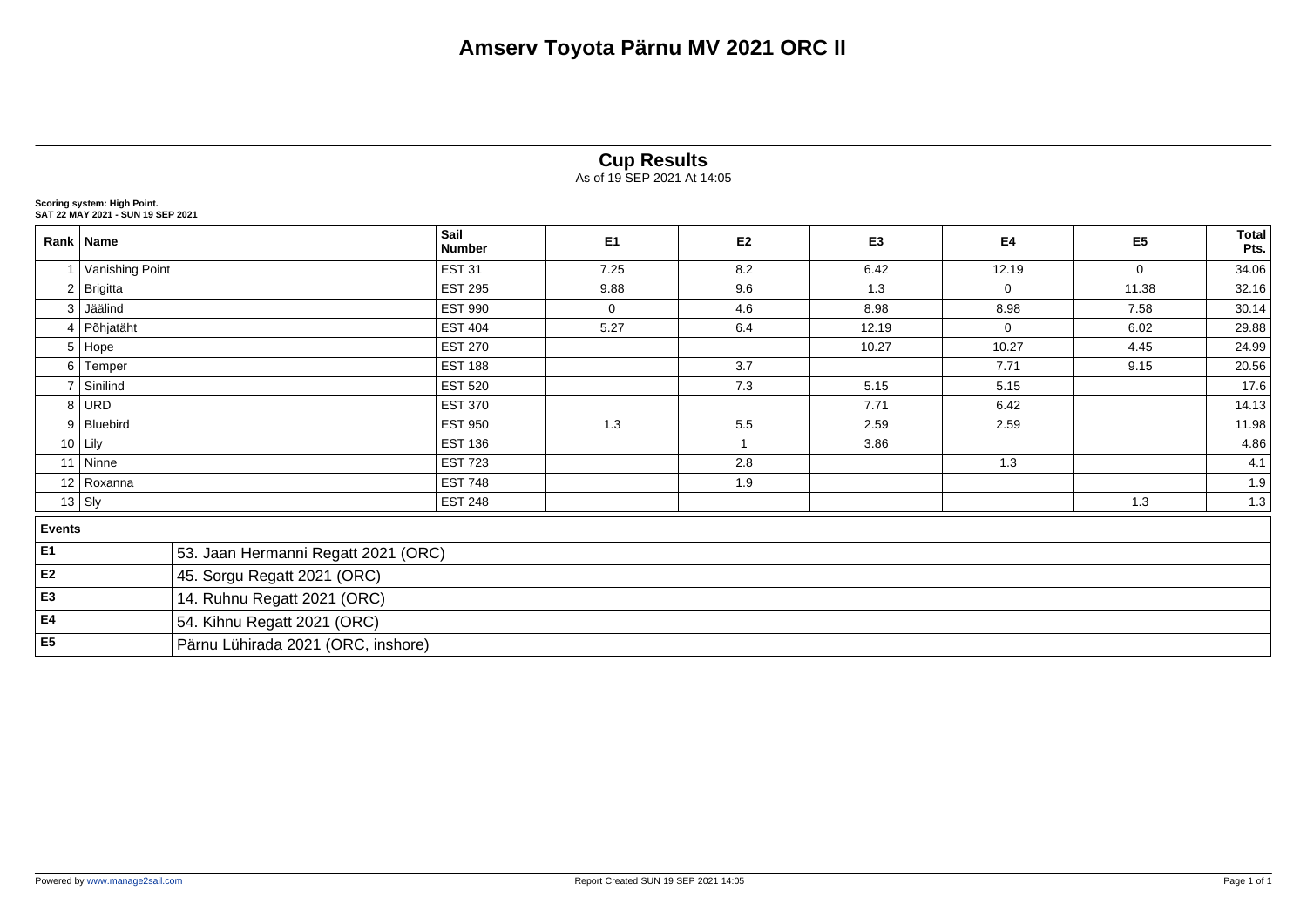# Amserv Toyota Pärnu MV 2021 ORC II

## Cup Results

As of 19 SEP 2021 At 14:05

**Scoring system: High Point.**
**SAT 22 MAY 2021 - SUN 19 SEP 2021**

| Rank | Name | Sail Number | E1 | E2 | E3 | E4 | E5 | Total Pts. |
|---|---|---|---|---|---|---|---|---|
| 1 | Vanishing Point | EST 31 | 7.25 | 8.2 | 6.42 | 12.19 | 0 | 34.06 |
| 2 | Brigitta | EST 295 | 9.88 | 9.6 | 1.3 | 0 | 11.38 | 32.16 |
| 3 | Jäälind | EST 990 | 0 | 4.6 | 8.98 | 8.98 | 7.58 | 30.14 |
| 4 | Põhjatäht | EST 404 | 5.27 | 6.4 | 12.19 | 0 | 6.02 | 29.88 |
| 5 | Hope | EST 270 | | | 10.27 | 10.27 | 4.45 | 24.99 |
| 6 | Temper | EST 188 | | 3.7 | | 7.71 | 9.15 | 20.56 |
| 7 | Sinilind | EST 520 | | 7.3 | 5.15 | 5.15 | | 17.6 |
| 8 | URD | EST 370 | | | 7.71 | 6.42 | | 14.13 |
| 9 | Bluebird | EST 950 | 1.3 | 5.5 | 2.59 | 2.59 | | 11.98 |
| 10 | Lily | EST 136 | | 1 | 3.86 | | | 4.86 |
| 11 | Ninne | EST 723 | | 2.8 | | 1.3 | | 4.1 |
| 12 | Roxanna | EST 748 | | 1.9 | | | | 1.9 |
| 13 | Sly | EST 248 | | | | | 1.3 | 1.3 |

| Events | |
|---|---|
| E1 | 53. Jaan Hermanni Regatt 2021 (ORC) |
| E2 | 45. Sorgu Regatt 2021 (ORC) |
| E3 | 14. Ruhnu Regatt 2021 (ORC) |
| E4 | 54. Kihnu Regatt 2021 (ORC) |
| E5 | Pärnu Lühirada 2021 (ORC, inshore) |

Powered by www.manage2sail.com

Report Created SUN 19 SEP 2021 14:05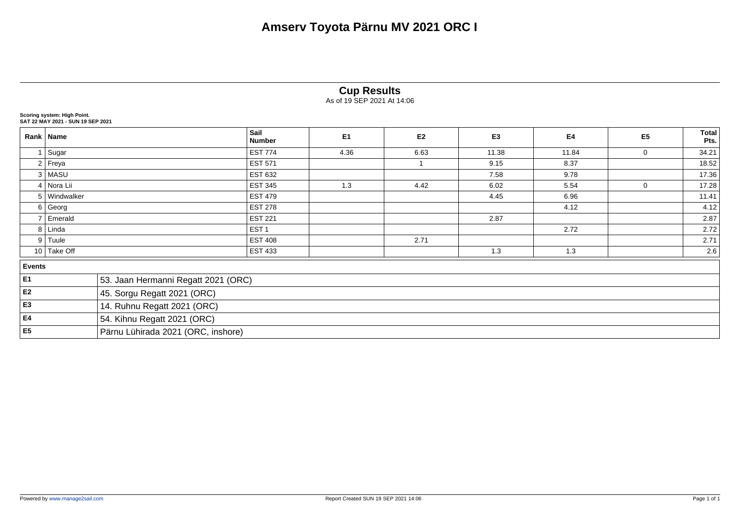# Amserv Toyota Pärnu MV 2021 ORC I

## Cup Results

As of 19 SEP 2021 At 14:06

**Scoring system: High Point.**
**SAT 22 MAY 2021 - SUN 19 SEP 2021**

| Rank | Name | Sail Number | E1 | E2 | E3 | E4 | E5 | Total Pts. |
|---|---|---|---|---|---|---|---|---|
| 1 | Sugar | EST 774 | 4.36 | 6.63 | 11.38 | 11.84 | 0 | 34.21 |
| 2 | Freya | EST 571 | | 1 | 9.15 | 8.37 | | 18.52 |
| 3 | MASU | EST 632 | | | 7.58 | 9.78 | | 17.36 |
| 4 | Nora Lii | EST 345 | 1.3 | 4.42 | 6.02 | 5.54 | 0 | 17.28 |
| 5 | Windwalker | EST 479 | | | 4.45 | 6.96 | | 11.41 |
| 6 | Georg | EST 278 | | | | 4.12 | | 4.12 |
| 7 | Emerald | EST 221 | | | 2.87 | | | 2.87 |
| 8 | Linda | EST 1 | | | | 2.72 | | 2.72 |
| 9 | Tuule | EST 408 | | 2.71 | | | | 2.71 |
| 10 | Take Off | EST 433 | | | 1.3 | 1.3 | | 2.6 |

| Events | |
|---|---|
| E1 | 53. Jaan Hermanni Regatt 2021 (ORC) |
| E2 | 45. Sorgu Regatt 2021 (ORC) |
| E3 | 14. Ruhnu Regatt 2021 (ORC) |
| E4 | 54. Kihnu Regatt 2021 (ORC) |
| E5 | Pärnu Lühirada 2021 (ORC, inshore) |

Powered by www.manage2sail.com

Report Created SUN 19 SEP 2021 14:06